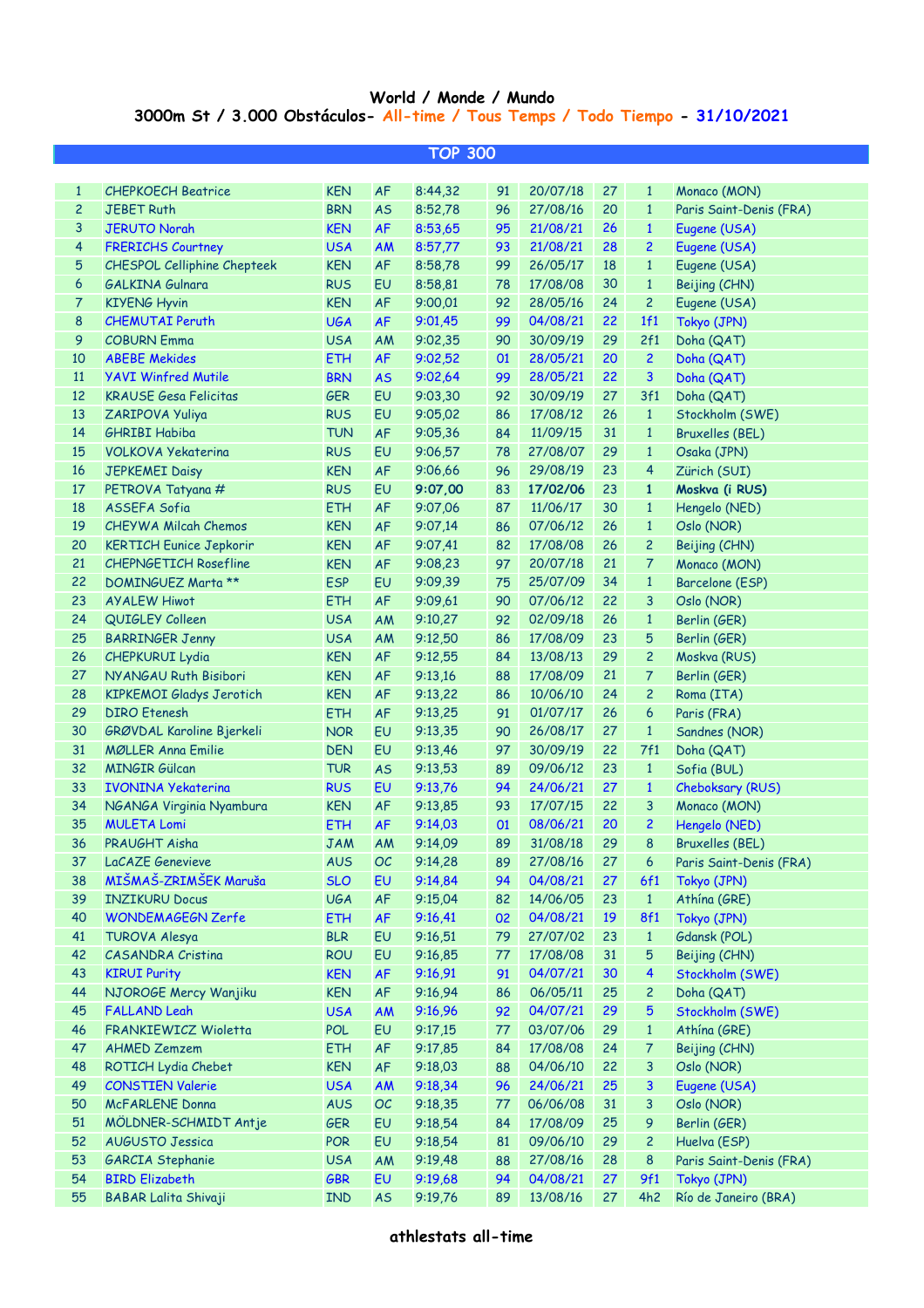# World / Monde / Mundo

## 3000m St / 3.000 Obstáculos- All-time / Tous Temps / Todo Tiempo - 31/10/2021

### TOP 300

| | | | | | | | | | |
|---|---|---|---|---|---|---|---|---|---|
| 1 | CHEPKOECH Beatrice | KEN | AF | 8:44,32 | 91 | 20/07/18 | 27 | 1 | Monaco (MON) |
| 2 | JEBET Ruth | BRN | AS | 8:52,78 | 96 | 27/08/16 | 20 | 1 | Paris Saint-Denis (FRA) |
| 3 | JERUTO Norah | KEN | AF | 8:53,65 | 95 | 21/08/21 | 26 | 1 | Eugene (USA) |
| 4 | FRERICHS Courtney | USA | AM | 8:57,77 | 93 | 21/08/21 | 28 | 2 | Eugene (USA) |
| 5 | CHESPOL Celliphine Chepteek | KEN | AF | 8:58,78 | 99 | 26/05/17 | 18 | 1 | Eugene (USA) |
| 6 | GALKINA Gulnara | RUS | EU | 8:58,81 | 78 | 17/08/08 | 30 | 1 | Beijing (CHN) |
| 7 | KIYENG Hyvin | KEN | AF | 9:00,01 | 92 | 28/05/16 | 24 | 2 | Eugene (USA) |
| 8 | CHEMUTAI Peruth | UGA | AF | 9:01,45 | 99 | 04/08/21 | 22 | 1f1 | Tokyo (JPN) |
| 9 | COBURN Emma | USA | AM | 9:02,35 | 90 | 30/09/19 | 29 | 2f1 | Doha (QAT) |
| 10 | ABEBE Mekides | ETH | AF | 9:02,52 | 01 | 28/05/21 | 20 | 2 | Doha (QAT) |
| 11 | YAVI Winfred Mutile | BRN | AS | 9:02,64 | 99 | 28/05/21 | 22 | 3 | Doha (QAT) |
| 12 | KRAUSE Gesa Felicitas | GER | EU | 9:03,30 | 92 | 30/09/19 | 27 | 3f1 | Doha (QAT) |
| 13 | ZARIPOVA Yuliya | RUS | EU | 9:05,02 | 86 | 17/08/12 | 26 | 1 | Stockholm (SWE) |
| 14 | GHRIBI Habiba | TUN | AF | 9:05,36 | 84 | 11/09/15 | 31 | 1 | Bruxelles (BEL) |
| 15 | VOLKOVA Yekaterina | RUS | EU | 9:06,57 | 78 | 27/08/07 | 29 | 1 | Osaka (JPN) |
| 16 | JEPKEMEI Daisy | KEN | AF | 9:06,66 | 96 | 29/08/19 | 23 | 4 | Zürich (SUI) |
| 17 | PETROVA Tatyana # | RUS | EU | **9:07,00** | 83 | **17/02/06** | 23 | **1** | **Moskva (i RUS)** |
| 18 | ASSEFA Sofia | ETH | AF | 9:07,06 | 87 | 11/06/17 | 30 | 1 | Hengelo (NED) |
| 19 | CHEYWA Milcah Chemos | KEN | AF | 9:07,14 | 86 | 07/06/12 | 26 | 1 | Oslo (NOR) |
| 20 | KERTICH Eunice Jepkorir | KEN | AF | 9:07,41 | 82 | 17/08/08 | 26 | 2 | Beijing (CHN) |
| 21 | CHEPNGETICH Rosefline | KEN | AF | 9:08,23 | 97 | 20/07/18 | 21 | 7 | Monaco (MON) |
| 22 | DOMINGUEZ Marta ** | ESP | EU | 9:09,39 | 75 | 25/07/09 | 34 | 1 | Barcelone (ESP) |
| 23 | AYALEW Hiwot | ETH | AF | 9:09,61 | 90 | 07/06/12 | 22 | 3 | Oslo (NOR) |
| 24 | QUIGLEY Colleen | USA | AM | 9:10,27 | 92 | 02/09/18 | 26 | 1 | Berlin (GER) |
| 25 | BARRINGER Jenny | USA | AM | 9:12,50 | 86 | 17/08/09 | 23 | 5 | Berlin (GER) |
| 26 | CHEPKURUI Lydia | KEN | AF | 9:12,55 | 84 | 13/08/13 | 29 | 2 | Moskva (RUS) |
| 27 | NYANGAU Ruth Bisibori | KEN | AF | 9:13,16 | 88 | 17/08/09 | 21 | 7 | Berlin (GER) |
| 28 | KIPKEMOI Gladys Jerotich | KEN | AF | 9:13,22 | 86 | 10/06/10 | 24 | 2 | Roma (ITA) |
| 29 | DIRO Etenesh | ETH | AF | 9:13,25 | 91 | 01/07/17 | 26 | 6 | Paris (FRA) |
| 30 | GRØVDAL Karoline Bjerkeli | NOR | EU | 9:13,35 | 90 | 26/08/17 | 27 | 1 | Sandnes (NOR) |
| 31 | MØLLER Anna Emilie | DEN | EU | 9:13,46 | 97 | 30/09/19 | 22 | 7f1 | Doha (QAT) |
| 32 | MINGIR Gülcan | TUR | AS | 9:13,53 | 89 | 09/06/12 | 23 | 1 | Sofia (BUL) |
| 33 | IVONINA Yekaterina | RUS | EU | 9:13,76 | 94 | 24/06/21 | 27 | 1 | Cheboksary (RUS) |
| 34 | NGANGA Virginia Nyambura | KEN | AF | 9:13,85 | 93 | 17/07/15 | 22 | 3 | Monaco (MON) |
| 35 | MULETA Lomi | ETH | AF | 9:14,03 | 01 | 08/06/21 | 20 | 2 | Hengelo (NED) |
| 36 | PRAUGHT Aisha | JAM | AM | 9:14,09 | 89 | 31/08/18 | 29 | 8 | Bruxelles (BEL) |
| 37 | LaCAZE Genevieve | AUS | OC | 9:14,28 | 89 | 27/08/16 | 27 | 6 | Paris Saint-Denis (FRA) |
| 38 | MIŠMAŠ-ZRIMŠEK Maruša | SLO | EU | 9:14,84 | 94 | 04/08/21 | 27 | 6f1 | Tokyo (JPN) |
| 39 | INZIKURU Docus | UGA | AF | 9:15,04 | 82 | 14/06/05 | 23 | 1 | Athína (GRE) |
| 40 | WONDEMAGEGN Zerfe | ETH | AF | 9:16,41 | 02 | 04/08/21 | 19 | 8f1 | Tokyo (JPN) |
| 41 | TUROVA Alesya | BLR | EU | 9:16,51 | 79 | 27/07/02 | 23 | 1 | Gdansk (POL) |
| 42 | CASANDRA Cristina | ROU | EU | 9:16,85 | 77 | 17/08/08 | 31 | 5 | Beijing (CHN) |
| 43 | KIRUI Purity | KEN | AF | 9:16,91 | 91 | 04/07/21 | 30 | 4 | Stockholm (SWE) |
| 44 | NJOROGE Mercy Wanjiku | KEN | AF | 9:16,94 | 86 | 06/05/11 | 25 | 2 | Doha (QAT) |
| 45 | FALLAND Leah | USA | AM | 9:16,96 | 92 | 04/07/21 | 29 | 5 | Stockholm (SWE) |
| 46 | FRANKIEWICZ Wioletta | POL | EU | 9:17,15 | 77 | 03/07/06 | 29 | 1 | Athína (GRE) |
| 47 | AHMED Zemzem | ETH | AF | 9:17,85 | 84 | 17/08/08 | 24 | 7 | Beijing (CHN) |
| 48 | ROTICH Lydia Chebet | KEN | AF | 9:18,03 | 88 | 04/06/10 | 22 | 3 | Oslo (NOR) |
| 49 | CONSTIEN Valerie | USA | AM | 9:18,34 | 96 | 24/06/21 | 25 | 3 | Eugene (USA) |
| 50 | McFARLENE Donna | AUS | OC | 9:18,35 | 77 | 06/06/08 | 31 | 3 | Oslo (NOR) |
| 51 | MÖLDNER-SCHMIDT Antje | GER | EU | 9:18,54 | 84 | 17/08/09 | 25 | 9 | Berlin (GER) |
| 52 | AUGUSTO Jessica | POR | EU | 9:18,54 | 81 | 09/06/10 | 29 | 2 | Huelva (ESP) |
| 53 | GARCIA Stephanie | USA | AM | 9:19,48 | 88 | 27/08/16 | 28 | 8 | Paris Saint-Denis (FRA) |
| 54 | BIRD Elizabeth | GBR | EU | 9:19,68 | 94 | 04/08/21 | 27 | 9f1 | Tokyo (JPN) |
| 55 | BABAR Lalita Shivaji | IND | AS | 9:19,76 | 89 | 13/08/16 | 27 | 4h2 | Río de Janeiro (BRA) |

**athlestats all-time**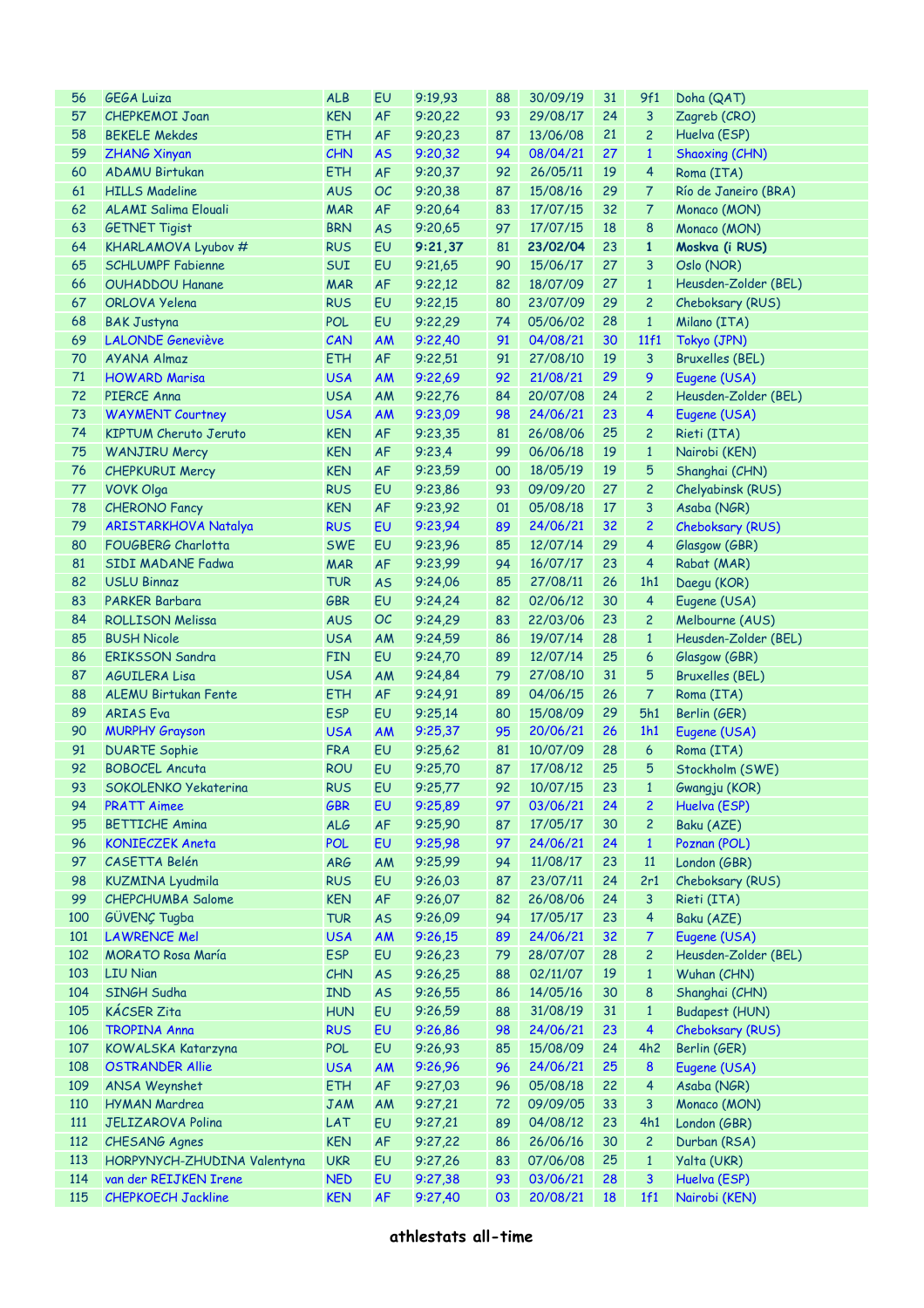| 56 | GEGA Luiza | ALB | EU | 9:19,93 | 88 | 30/09/19 | 31 | 9f1 | Doha (QAT) |
|---|---|---|---|---|---|---|---|---|---|
| 57 | CHEPKEMOI Joan | KEN | AF | 9:20,22 | 93 | 29/08/17 | 24 | 3 | Zagreb (CRO) |
| 58 | BEKELE Mekdes | ETH | AF | 9:20,23 | 87 | 13/06/08 | 21 | 2 | Huelva (ESP) |
| 59 | ZHANG Xinyan | CHN | AS | 9:20,32 | 94 | 08/04/21 | 27 | 1 | Shaoxing (CHN) |
| 60 | ADAMU Birtukan | ETH | AF | 9:20,37 | 92 | 26/05/11 | 19 | 4 | Roma (ITA) |
| 61 | HILLS Madeline | AUS | OC | 9:20,38 | 87 | 15/08/16 | 29 | 7 | Río de Janeiro (BRA) |
| 62 | ALAMI Salima Elouali | MAR | AF | 9:20,64 | 83 | 17/07/15 | 32 | 7 | Monaco (MON) |
| 63 | GETNET Tigist | BRN | AS | 9:20,65 | 97 | 17/07/15 | 18 | 8 | Monaco (MON) |
| 64 | KHARLAMOVA Lyubov # | RUS | EU | **9:21,37** | 81 | **23/02/04** | 23 | **1** | **Moskva (i RUS)** |
| 65 | SCHLUMPF Fabienne | SUI | EU | 9:21,65 | 90 | 15/06/17 | 27 | 3 | Oslo (NOR) |
| 66 | OUHADDOU Hanane | MAR | AF | 9:22,12 | 82 | 18/07/09 | 27 | 1 | Heusden-Zolder (BEL) |
| 67 | ORLOVA Yelena | RUS | EU | 9:22,15 | 80 | 23/07/09 | 29 | 2 | Cheboksary (RUS) |
| 68 | BAK Justyna | POL | EU | 9:22,29 | 74 | 05/06/02 | 28 | 1 | Milano (ITA) |
| 69 | LALONDE Geneviève | CAN | AM | 9:22,40 | 91 | 04/08/21 | 30 | 11f1 | Tokyo (JPN) |
| 70 | AYANA Almaz | ETH | AF | 9:22,51 | 91 | 27/08/10 | 19 | 3 | Bruxelles (BEL) |
| 71 | HOWARD Marisa | USA | AM | 9:22,69 | 92 | 21/08/21 | 29 | 9 | Eugene (USA) |
| 72 | PIERCE Anna | USA | AM | 9:22,76 | 84 | 20/07/08 | 24 | 2 | Heusden-Zolder (BEL) |
| 73 | WAYMENT Courtney | USA | AM | 9:23,09 | 98 | 24/06/21 | 23 | 4 | Eugene (USA) |
| 74 | KIPTUM Cheruto Jeruto | KEN | AF | 9:23,35 | 81 | 26/08/06 | 25 | 2 | Rieti (ITA) |
| 75 | WANJIRU Mercy | KEN | AF | 9:23,4 | 99 | 06/06/18 | 19 | 1 | Nairobi (KEN) |
| 76 | CHEPKURUI Mercy | KEN | AF | 9:23,59 | 00 | 18/05/19 | 19 | 5 | Shanghai (CHN) |
| 77 | VOVK Olga | RUS | EU | 9:23,86 | 93 | 09/09/20 | 27 | 2 | Chelyabinsk (RUS) |
| 78 | CHERONO Fancy | KEN | AF | 9:23,92 | 01 | 05/08/18 | 17 | 3 | Asaba (NGR) |
| 79 | ARISTARKHOVA Natalya | RUS | EU | 9:23,94 | 89 | 24/06/21 | 32 | 2 | Cheboksary (RUS) |
| 80 | FOUGBERG Charlotta | SWE | EU | 9:23,96 | 85 | 12/07/14 | 29 | 4 | Glasgow (GBR) |
| 81 | SIDI MADANE Fadwa | MAR | AF | 9:23,99 | 94 | 16/07/17 | 23 | 4 | Rabat (MAR) |
| 82 | USLU Binnaz | TUR | AS | 9:24,06 | 85 | 27/08/11 | 26 | 1h1 | Daegu (KOR) |
| 83 | PARKER Barbara | GBR | EU | 9:24,24 | 82 | 02/06/12 | 30 | 4 | Eugene (USA) |
| 84 | ROLLISON Melissa | AUS | OC | 9:24,29 | 83 | 22/03/06 | 23 | 2 | Melbourne (AUS) |
| 85 | BUSH Nicole | USA | AM | 9:24,59 | 86 | 19/07/14 | 28 | 1 | Heusden-Zolder (BEL) |
| 86 | ERIKSSON Sandra | FIN | EU | 9:24,70 | 89 | 12/07/14 | 25 | 6 | Glasgow (GBR) |
| 87 | AGUILERA Lisa | USA | AM | 9:24,84 | 79 | 27/08/10 | 31 | 5 | Bruxelles (BEL) |
| 88 | ALEMU Birtukan Fente | ETH | AF | 9:24,91 | 89 | 04/06/15 | 26 | 7 | Roma (ITA) |
| 89 | ARIAS Eva | ESP | EU | 9:25,14 | 80 | 15/08/09 | 29 | 5h1 | Berlin (GER) |
| 90 | MURPHY Grayson | USA | AM | 9:25,37 | 95 | 20/06/21 | 26 | 1h1 | Eugene (USA) |
| 91 | DUARTE Sophie | FRA | EU | 9:25,62 | 81 | 10/07/09 | 28 | 6 | Roma (ITA) |
| 92 | BOBOCEL Ancuta | ROU | EU | 9:25,70 | 87 | 17/08/12 | 25 | 5 | Stockholm (SWE) |
| 93 | SOKOLENKO Yekaterina | RUS | EU | 9:25,77 | 92 | 10/07/15 | 23 | 1 | Gwangju (KOR) |
| 94 | PRATT Aimee | GBR | EU | 9:25,89 | 97 | 03/06/21 | 24 | 2 | Huelva (ESP) |
| 95 | BETTICHE Amina | ALG | AF | 9:25,90 | 87 | 17/05/17 | 30 | 2 | Baku (AZE) |
| 96 | KONIECZEK Aneta | POL | EU | 9:25,98 | 97 | 24/06/21 | 24 | 1 | Poznan (POL) |
| 97 | CASETTA Belén | ARG | AM | 9:25,99 | 94 | 11/08/17 | 23 | 11 | London (GBR) |
| 98 | KUZMINA Lyudmila | RUS | EU | 9:26,03 | 87 | 23/07/11 | 24 | 2r1 | Cheboksary (RUS) |
| 99 | CHEPCHUMBA Salome | KEN | AF | 9:26,07 | 82 | 26/08/06 | 24 | 3 | Rieti (ITA) |
| 100 | GÜVENÇ Tugba | TUR | AS | 9:26,09 | 94 | 17/05/17 | 23 | 4 | Baku (AZE) |
| 101 | LAWRENCE Mel | USA | AM | 9:26,15 | 89 | 24/06/21 | 32 | 7 | Eugene (USA) |
| 102 | MORATO Rosa María | ESP | EU | 9:26,23 | 79 | 28/07/07 | 28 | 2 | Heusden-Zolder (BEL) |
| 103 | LIU Nian | CHN | AS | 9:26,25 | 88 | 02/11/07 | 19 | 1 | Wuhan (CHN) |
| 104 | SINGH Sudha | IND | AS | 9:26,55 | 86 | 14/05/16 | 30 | 8 | Shanghai (CHN) |
| 105 | KÁCSER Zita | HUN | EU | 9:26,59 | 88 | 31/08/19 | 31 | 1 | Budapest (HUN) |
| 106 | TROPINA Anna | RUS | EU | 9:26,86 | 98 | 24/06/21 | 23 | 4 | Cheboksary (RUS) |
| 107 | KOWALSKA Katarzyna | POL | EU | 9:26,93 | 85 | 15/08/09 | 24 | 4h2 | Berlin (GER) |
| 108 | OSTRANDER Allie | USA | AM | 9:26,96 | 96 | 24/06/21 | 25 | 8 | Eugene (USA) |
| 109 | ANSA Weynshet | ETH | AF | 9:27,03 | 96 | 05/08/18 | 22 | 4 | Asaba (NGR) |
| 110 | HYMAN Mardrea | JAM | AM | 9:27,21 | 72 | 09/09/05 | 33 | 3 | Monaco (MON) |
| 111 | JELIZAROVA Polina | LAT | EU | 9:27,21 | 89 | 04/08/12 | 23 | 4h1 | London (GBR) |
| 112 | CHESANG Agnes | KEN | AF | 9:27,22 | 86 | 26/06/16 | 30 | 2 | Durban (RSA) |
| 113 | HORPYNYCH-ZHUDINA Valentyna | UKR | EU | 9:27,26 | 83 | 07/06/08 | 25 | 1 | Yalta (UKR) |
| 114 | van der REIJKEN Irene | NED | EU | 9:27,38 | 93 | 03/06/21 | 28 | 3 | Huelva (ESP) |
| 115 | CHEPKOECH Jackline | KEN | AF | 9:27,40 | 03 | 20/08/21 | 18 | 1f1 | Nairobi (KEN) |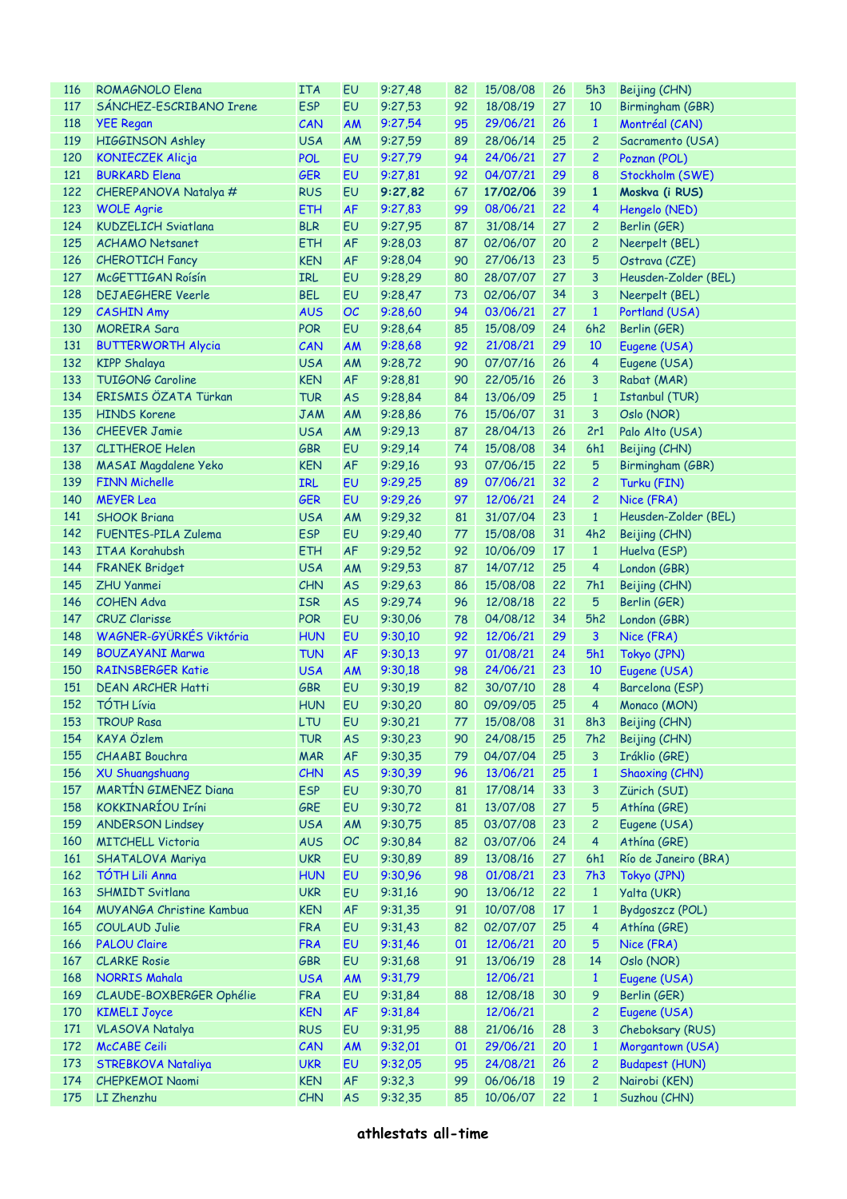| 116 | ROMAGNOLO Elena | ITA | EU | 9:27,48 | 82 | 15/08/08 | 26 | 5h3 | Beijing (CHN) |
|---|---|---|---|---|---|---|---|---|---|
| 117 | SÁNCHEZ-ESCRIBANO Irene | ESP | EU | 9:27,53 | 92 | 18/08/19 | 27 | 10 | Birmingham (GBR) |
| 118 | YEE Regan | CAN | AM | 9:27,54 | 95 | 29/06/21 | 26 | 1 | Montréal (CAN) |
| 119 | HIGGINSON Ashley | USA | AM | 9:27,59 | 89 | 28/06/14 | 25 | 2 | Sacramento (USA) |
| 120 | KONIECZEK Alicja | POL | EU | 9:27,79 | 94 | 24/06/21 | 27 | 2 | Poznan (POL) |
| 121 | BURKARD Elena | GER | EU | 9:27,81 | 92 | 04/07/21 | 29 | 8 | Stockholm (SWE) |
| 122 | CHEREPANOVA Natalya # | RUS | EU | **9:27,82** | 67 | **17/02/06** | 39 | **1** | **Moskva (i RUS)** |
| 123 | WOLE Agrie | ETH | AF | 9:27,83 | 99 | 08/06/21 | 22 | 4 | Hengelo (NED) |
| 124 | KUDZELICH Sviatlana | BLR | EU | 9:27,95 | 87 | 31/08/14 | 27 | 2 | Berlin (GER) |
| 125 | ACHAMO Netsanet | ETH | AF | 9:28,03 | 87 | 02/06/07 | 20 | 2 | Neerpelt (BEL) |
| 126 | CHEROTICH Fancy | KEN | AF | 9:28,04 | 90 | 27/06/13 | 23 | 5 | Ostrava (CZE) |
| 127 | McGETTIGAN Roísín | IRL | EU | 9:28,29 | 80 | 28/07/07 | 27 | 3 | Heusden-Zolder (BEL) |
| 128 | DEJAEGHERE Veerle | BEL | EU | 9:28,47 | 73 | 02/06/07 | 34 | 3 | Neerpelt (BEL) |
| 129 | CASHIN Amy | AUS | OC | 9:28,60 | 94 | 03/06/21 | 27 | 1 | Portland (USA) |
| 130 | MOREIRA Sara | POR | EU | 9:28,64 | 85 | 15/08/09 | 24 | 6h2 | Berlin (GER) |
| 131 | BUTTERWORTH Alycia | CAN | AM | 9:28,68 | 92 | 21/08/21 | 29 | 10 | Eugene (USA) |
| 132 | KIPP Shalaya | USA | AM | 9:28,72 | 90 | 07/07/16 | 26 | 4 | Eugene (USA) |
| 133 | TUIGONG Caroline | KEN | AF | 9:28,81 | 90 | 22/05/16 | 26 | 3 | Rabat (MAR) |
| 134 | ERISMIS ÖZATA Türkan | TUR | AS | 9:28,84 | 84 | 13/06/09 | 25 | 1 | Istanbul (TUR) |
| 135 | HINDS Korene | JAM | AM | 9:28,86 | 76 | 15/06/07 | 31 | 3 | Oslo (NOR) |
| 136 | CHEEVER Jamie | USA | AM | 9:29,13 | 87 | 28/04/13 | 26 | 2r1 | Palo Alto (USA) |
| 137 | CLITHEROE Helen | GBR | EU | 9:29,14 | 74 | 15/08/08 | 34 | 6h1 | Beijing (CHN) |
| 138 | MASAI Magdalene Yeko | KEN | AF | 9:29,16 | 93 | 07/06/15 | 22 | 5 | Birmingham (GBR) |
| 139 | FINN Michelle | IRL | EU | 9:29,25 | 89 | 07/06/21 | 32 | 2 | Turku (FIN) |
| 140 | MEYER Lea | GER | EU | 9:29,26 | 97 | 12/06/21 | 24 | 2 | Nice (FRA) |
| 141 | SHOOK Briana | USA | AM | 9:29,32 | 81 | 31/07/04 | 23 | 1 | Heusden-Zolder (BEL) |
| 142 | FUENTES-PILA Zulema | ESP | EU | 9:29,40 | 77 | 15/08/08 | 31 | 4h2 | Beijing (CHN) |
| 143 | ITAA Korahubsh | ETH | AF | 9:29,52 | 92 | 10/06/09 | 17 | 1 | Huelva (ESP) |
| 144 | FRANEK Bridget | USA | AM | 9:29,53 | 87 | 14/07/12 | 25 | 4 | London (GBR) |
| 145 | ZHU Yanmei | CHN | AS | 9:29,63 | 86 | 15/08/08 | 22 | 7h1 | Beijing (CHN) |
| 146 | COHEN Adva | ISR | AS | 9:29,74 | 96 | 12/08/18 | 22 | 5 | Berlin (GER) |
| 147 | CRUZ Clarisse | POR | EU | 9:30,06 | 78 | 04/08/12 | 34 | 5h2 | London (GBR) |
| 148 | WAGNER-GYÜRKÉS Viktória | HUN | EU | 9:30,10 | 92 | 12/06/21 | 29 | 3 | Nice (FRA) |
| 149 | BOUZAYANI Marwa | TUN | AF | 9:30,13 | 97 | 01/08/21 | 24 | 5h1 | Tokyo (JPN) |
| 150 | RAINSBERGER Katie | USA | AM | 9:30,18 | 98 | 24/06/21 | 23 | 10 | Eugene (USA) |
| 151 | DEAN ARCHER Hatti | GBR | EU | 9:30,19 | 82 | 30/07/10 | 28 | 4 | Barcelona (ESP) |
| 152 | TÓTH Lívia | HUN | EU | 9:30,20 | 80 | 09/09/05 | 25 | 4 | Monaco (MON) |
| 153 | TROUP Rasa | LTU | EU | 9:30,21 | 77 | 15/08/08 | 31 | 8h3 | Beijing (CHN) |
| 154 | KAYA Özlem | TUR | AS | 9:30,23 | 90 | 24/08/15 | 25 | 7h2 | Beijing (CHN) |
| 155 | CHAABI Bouchra | MAR | AF | 9:30,35 | 79 | 04/07/04 | 25 | 3 | Iráklio (GRE) |
| 156 | XU Shuangshuang | CHN | AS | 9:30,39 | 96 | 13/06/21 | 25 | 1 | Shaoxing (CHN) |
| 157 | MARTÍN GIMENEZ Diana | ESP | EU | 9:30,70 | 81 | 17/08/14 | 33 | 3 | Zürich (SUI) |
| 158 | KOKKINARÍOU Iríni | GRE | EU | 9:30,72 | 81 | 13/07/08 | 27 | 5 | Athína (GRE) |
| 159 | ANDERSON Lindsey | USA | AM | 9:30,75 | 85 | 03/07/08 | 23 | 2 | Eugene (USA) |
| 160 | MITCHELL Victoria | AUS | OC | 9:30,84 | 82 | 03/07/06 | 24 | 4 | Athína (GRE) |
| 161 | SHATALOVA Mariya | UKR | EU | 9:30,89 | 89 | 13/08/16 | 27 | 6h1 | Río de Janeiro (BRA) |
| 162 | TÓTH Lili Anna | HUN | EU | 9:30,96 | 98 | 01/08/21 | 23 | 7h3 | Tokyo (JPN) |
| 163 | SHMIDT Svitlana | UKR | EU | 9:31,16 | 90 | 13/06/12 | 22 | 1 | Yalta (UKR) |
| 164 | MUYANGA Christine Kambua | KEN | AF | 9:31,35 | 91 | 10/07/08 | 17 | 1 | Bydgoszcz (POL) |
| 165 | COULAUD Julie | FRA | EU | 9:31,43 | 82 | 02/07/07 | 25 | 4 | Athína (GRE) |
| 166 | PALOU Claire | FRA | EU | 9:31,46 | 01 | 12/06/21 | 20 | 5 | Nice (FRA) |
| 167 | CLARKE Rosie | GBR | EU | 9:31,68 | 91 | 13/06/19 | 28 | 14 | Oslo (NOR) |
| 168 | NORRIS Mahala | USA | AM | 9:31,79 | | 12/06/21 | | 1 | Eugene (USA) |
| 169 | CLAUDE-BOXBERGER Ophélie | FRA | EU | 9:31,84 | 88 | 12/08/18 | 30 | 9 | Berlin (GER) |
| 170 | KIMELI Joyce | KEN | AF | 9:31,84 | | 12/06/21 | | 2 | Eugene (USA) |
| 171 | VLASOVA Natalya | RUS | EU | 9:31,95 | 88 | 21/06/16 | 28 | 3 | Cheboksary (RUS) |
| 172 | McCABE Ceili | CAN | AM | 9:32,01 | 01 | 29/06/21 | 20 | 1 | Morgantown (USA) |
| 173 | STREBKOVA Nataliya | UKR | EU | 9:32,05 | 95 | 24/08/21 | 26 | 2 | Budapest (HUN) |
| 174 | CHEPKEMOI Naomi | KEN | AF | 9:32,3 | 99 | 06/06/18 | 19 | 2 | Nairobi (KEN) |
| 175 | LI Zhenzhu | CHN | AS | 9:32,35 | 85 | 10/06/07 | 22 | 1 | Suzhou (CHN) |

**athlestats all-time**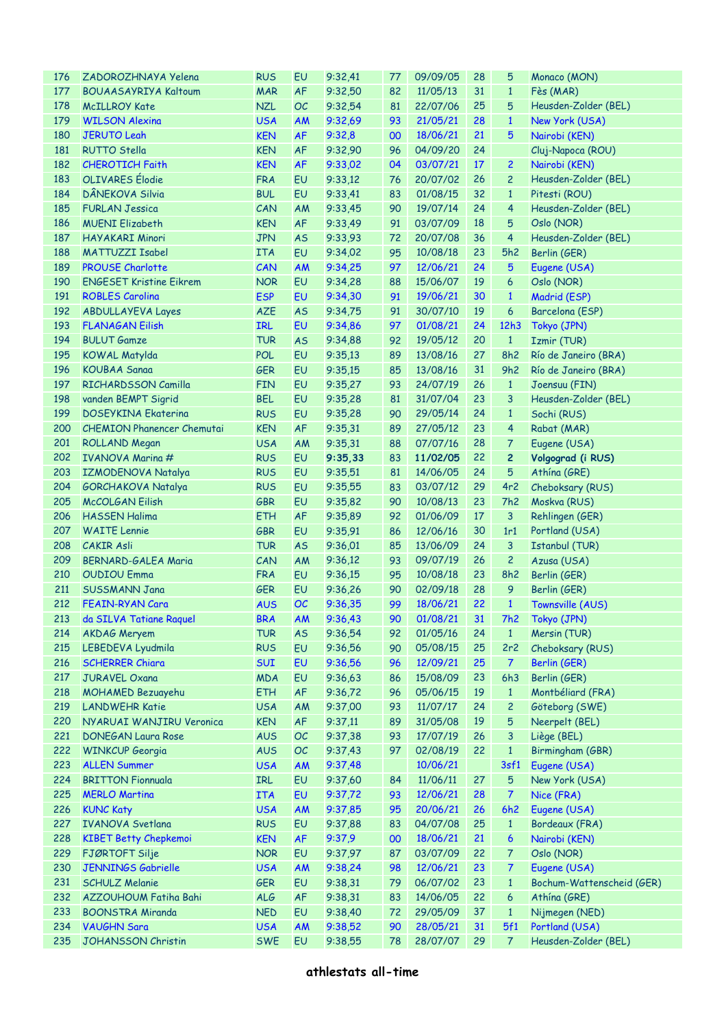| 176 | ZADOROZHNAYA Yelena | RUS | EU | 9:32,41 | 77 | 09/09/05 | 28 | 5 | Monaco (MON) |
|---|---|---|---|---|---|---|---|---|---|
| 177 | BOUAASAYRIYA Kaltoum | MAR | AF | 9:32,50 | 82 | 11/05/13 | 31 | 1 | Fès (MAR) |
| 178 | McILLROY Kate | NZL | OC | 9:32,54 | 81 | 22/07/06 | 25 | 5 | Heusden-Zolder (BEL) |
| 179 | WILSON Alexina | USA | AM | 9:32,69 | 93 | 21/05/21 | 28 | 1 | New York (USA) |
| 180 | JERUTO Leah | KEN | AF | 9:32,8 | 00 | 18/06/21 | 21 | 5 | Nairobi (KEN) |
| 181 | RUTTO Stella | KEN | AF | 9:32,90 | 96 | 04/09/20 | 24 | | Cluj-Napoca (ROU) |
| 182 | CHEROTICH Faith | KEN | AF | 9:33,02 | 04 | 03/07/21 | 17 | 2 | Nairobi (KEN) |
| 183 | OLIVARES Élodie | FRA | EU | 9:33,12 | 76 | 20/07/02 | 26 | 2 | Heusden-Zolder (BEL) |
| 184 | DÂNEKOVA Silvia | BUL | EU | 9:33,41 | 83 | 01/08/15 | 32 | 1 | Pitesti (ROU) |
| 185 | FURLAN Jessica | CAN | AM | 9:33,45 | 90 | 19/07/14 | 24 | 4 | Heusden-Zolder (BEL) |
| 186 | MUENI Elizabeth | KEN | AF | 9:33,49 | 91 | 03/07/09 | 18 | 5 | Oslo (NOR) |
| 187 | HAYAKARI Minori | JPN | AS | 9:33,93 | 72 | 20/07/08 | 36 | 4 | Heusden-Zolder (BEL) |
| 188 | MATTUZZI Isabel | ITA | EU | 9:34,02 | 95 | 10/08/18 | 23 | 5h2 | Berlin (GER) |
| 189 | PROUSE Charlotte | CAN | AM | 9:34,25 | 97 | 12/06/21 | 24 | 5 | Eugene (USA) |
| 190 | ENGESET Kristine Eikrem | NOR | EU | 9:34,28 | 88 | 15/06/07 | 19 | 6 | Oslo (NOR) |
| 191 | ROBLES Carolina | ESP | EU | 9:34,30 | 91 | 19/06/21 | 30 | 1 | Madrid (ESP) |
| 192 | ABDULLAYEVA Layes | AZE | AS | 9:34,75 | 91 | 30/07/10 | 19 | 6 | Barcelona (ESP) |
| 193 | FLANAGAN Eilish | IRL | EU | 9:34,86 | 97 | 01/08/21 | 24 | 12h3 | Tokyo (JPN) |
| 194 | BULUT Gamze | TUR | AS | 9:34,88 | 92 | 19/05/12 | 20 | 1 | Izmir (TUR) |
| 195 | KOWAL Matylda | POL | EU | 9:35,13 | 89 | 13/08/16 | 27 | 8h2 | Río de Janeiro (BRA) |
| 196 | KOUBAA Sanaa | GER | EU | 9:35,15 | 85 | 13/08/16 | 31 | 9h2 | Río de Janeiro (BRA) |
| 197 | RICHARDSSON Camilla | FIN | EU | 9:35,27 | 93 | 24/07/19 | 26 | 1 | Joensuu (FIN) |
| 198 | vanden BEMPT Sigrid | BEL | EU | 9:35,28 | 81 | 31/07/04 | 23 | 3 | Heusden-Zolder (BEL) |
| 199 | DOSEYKINA Ekaterina | RUS | EU | 9:35,28 | 90 | 29/05/14 | 24 | 1 | Sochi (RUS) |
| 200 | CHEMION Phanencer Chemutai | KEN | AF | 9:35,31 | 89 | 27/05/12 | 23 | 4 | Rabat (MAR) |
| 201 | ROLLAND Megan | USA | AM | 9:35,31 | 88 | 07/07/16 | 28 | 7 | Eugene (USA) |
| 202 | IVANOVA Marina # | RUS | EU | **9:35,33** | 83 | **11/02/05** | 22 | **2** | **Volgograd (i RUS)** |
| 203 | IZMODENOVA Natalya | RUS | EU | 9:35,51 | 81 | 14/06/05 | 24 | 5 | Athína (GRE) |
| 204 | GORCHAKOVA Natalya | RUS | EU | 9:35,55 | 83 | 03/07/12 | 29 | 4r2 | Cheboksary (RUS) |
| 205 | McCOLGAN Eilish | GBR | EU | 9:35,82 | 90 | 10/08/13 | 23 | 7h2 | Moskva (RUS) |
| 206 | HASSEN Halima | ETH | AF | 9:35,89 | 92 | 01/06/09 | 17 | 3 | Rehlingen (GER) |
| 207 | WAITE Lennie | GBR | EU | 9:35,91 | 86 | 12/06/16 | 30 | 1r1 | Portland (USA) |
| 208 | CAKIR Asli | TUR | AS | 9:36,01 | 85 | 13/06/09 | 24 | 3 | Istanbul (TUR) |
| 209 | BERNARD-GALEA Maria | CAN | AM | 9:36,12 | 93 | 09/07/19 | 26 | 2 | Azusa (USA) |
| 210 | OUDIOU Emma | FRA | EU | 9:36,15 | 95 | 10/08/18 | 23 | 8h2 | Berlin (GER) |
| 211 | SUSSMANN Jana | GER | EU | 9:36,26 | 90 | 02/09/18 | 28 | 9 | Berlin (GER) |
| 212 | FEAIN-RYAN Cara | AUS | OC | 9:36,35 | 99 | 18/06/21 | 22 | 1 | Townsville (AUS) |
| 213 | da SILVA Tatiane Raquel | BRA | AM | 9:36,43 | 90 | 01/08/21 | 31 | 7h2 | Tokyo (JPN) |
| 214 | AKDAG Meryem | TUR | AS | 9:36,54 | 92 | 01/05/16 | 24 | 1 | Mersin (TUR) |
| 215 | LEBEDEVA Lyudmila | RUS | EU | 9:36,56 | 90 | 05/08/15 | 25 | 2r2 | Cheboksary (RUS) |
| 216 | SCHERRER Chiara | SUI | EU | 9:36,56 | 96 | 12/09/21 | 25 | 7 | Berlin (GER) |
| 217 | JURAVEL Oxana | MDA | EU | 9:36,63 | 86 | 15/08/09 | 23 | 6h3 | Berlin (GER) |
| 218 | MOHAMED Bezuayehu | ETH | AF | 9:36,72 | 96 | 05/06/15 | 19 | 1 | Montbéliard (FRA) |
| 219 | LANDWEHR Katie | USA | AM | 9:37,00 | 93 | 11/07/17 | 24 | 2 | Göteborg (SWE) |
| 220 | NYARUAI WANJIRU Veronica | KEN | AF | 9:37,11 | 89 | 31/05/08 | 19 | 5 | Neerpelt (BEL) |
| 221 | DONEGAN Laura Rose | AUS | OC | 9:37,38 | 93 | 17/07/19 | 26 | 3 | Liège (BEL) |
| 222 | WINKCUP Georgia | AUS | OC | 9:37,43 | 97 | 02/08/19 | 22 | 1 | Birmingham (GBR) |
| 223 | ALLEN Summer | USA | AM | 9:37,48 | | 10/06/21 | | 3sf1 | Eugene (USA) |
| 224 | BRITTON Fionnuala | IRL | EU | 9:37,60 | 84 | 11/06/11 | 27 | 5 | New York (USA) |
| 225 | MERLO Martina | ITA | EU | 9:37,72 | 93 | 12/06/21 | 28 | 7 | Nice (FRA) |
| 226 | KUNC Katy | USA | AM | 9:37,85 | 95 | 20/06/21 | 26 | 6h2 | Eugene (USA) |
| 227 | IVANOVA Svetlana | RUS | EU | 9:37,88 | 83 | 04/07/08 | 25 | 1 | Bordeaux (FRA) |
| 228 | KIBET Betty Chepkemoi | KEN | AF | 9:37,9 | 00 | 18/06/21 | 21 | 6 | Nairobi (KEN) |
| 229 | FJØRTOFT Silje | NOR | EU | 9:37,97 | 87 | 03/07/09 | 22 | 7 | Oslo (NOR) |
| 230 | JENNINGS Gabrielle | USA | AM | 9:38,24 | 98 | 12/06/21 | 23 | 7 | Eugene (USA) |
| 231 | SCHULZ Melanie | GER | EU | 9:38,31 | 79 | 06/07/02 | 23 | 1 | Bochum-Wattenscheid (GER) |
| 232 | AZZOUHOUM Fatiha Bahi | ALG | AF | 9:38,31 | 83 | 14/06/05 | 22 | 6 | Athína (GRE) |
| 233 | BOONSTRA Miranda | NED | EU | 9:38,40 | 72 | 29/05/09 | 37 | 1 | Nijmegen (NED) |
| 234 | VAUGHN Sara | USA | AM | 9:38,52 | 90 | 28/05/21 | 31 | 5f1 | Portland (USA) |
| 235 | JOHANSSON Christin | SWE | EU | 9:38,55 | 78 | 28/07/07 | 29 | 7 | Heusden-Zolder (BEL) |

**athlestats all-time**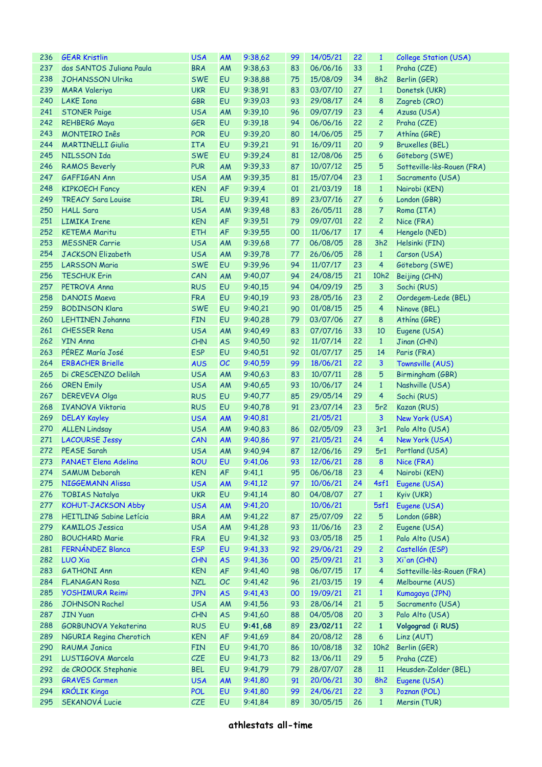| 236 | GEAR Kristlin | USA | AM | 9:38,62 | 99 | 14/05/21 | 22 | 1 | College Station (USA) |
|---|---|---|---|---|---|---|---|---|---|
| 237 | dos SANTOS Juliana Paula | BRA | AM | 9:38,63 | 83 | 06/06/16 | 33 | 1 | Praha (CZE) |
| 238 | JOHANSSON Ulrika | SWE | EU | 9:38,88 | 75 | 15/08/09 | 34 | 8h2 | Berlin (GER) |
| 239 | MARA Valeriya | UKR | EU | 9:38,91 | 83 | 03/07/10 | 27 | 1 | Donetsk (UKR) |
| 240 | LAKE Iona | GBR | EU | 9:39,03 | 93 | 29/08/17 | 24 | 8 | Zagreb (CRO) |
| 241 | STONER Paige | USA | AM | 9:39,10 | 96 | 09/07/19 | 23 | 4 | Azusa (USA) |
| 242 | REHBERG Maya | GER | EU | 9:39,18 | 94 | 06/06/16 | 22 | 2 | Praha (CZE) |
| 243 | MONTEIRO Inês | POR | EU | 9:39,20 | 80 | 14/06/05 | 25 | 7 | Athína (GRE) |
| 244 | MARTINELLI Giulia | ITA | EU | 9:39,21 | 91 | 16/09/11 | 20 | 9 | Bruxelles (BEL) |
| 245 | NILSSON Ida | SWE | EU | 9:39,24 | 81 | 12/08/06 | 25 | 6 | Göteborg (SWE) |
| 246 | RAMOS Beverly | PUR | AM | 9:39,33 | 87 | 10/07/12 | 25 | 5 | Sotteville-lès-Rouen (FRA) |
| 247 | GAFFIGAN Ann | USA | AM | 9:39,35 | 81 | 15/07/04 | 23 | 1 | Sacramento (USA) |
| 248 | KIPKOECH Fancy | KEN | AF | 9:39,4 | 01 | 21/03/19 | 18 | 1 | Nairobi (KEN) |
| 249 | TREACY Sara Louise | IRL | EU | 9:39,41 | 89 | 23/07/16 | 27 | 6 | London (GBR) |
| 250 | HALL Sara | USA | AM | 9:39,48 | 83 | 26/05/11 | 28 | 7 | Roma (ITA) |
| 251 | LIMIKA Irene | KEN | AF | 9:39,51 | 79 | 09/07/01 | 22 | 2 | Nice (FRA) |
| 252 | KETEMA Maritu | ETH | AF | 9:39,55 | 00 | 11/06/17 | 17 | 4 | Hengelo (NED) |
| 253 | MESSNER Carrie | USA | AM | 9:39,68 | 77 | 06/08/05 | 28 | 3h2 | Helsinki (FIN) |
| 254 | JACKSON Elizabeth | USA | AM | 9:39,78 | 77 | 26/06/05 | 28 | 1 | Carson (USA) |
| 255 | LARSSON Maria | SWE | EU | 9:39,96 | 94 | 11/07/17 | 23 | 4 | Göteborg (SWE) |
| 256 | TESCHUK Erin | CAN | AM | 9:40,07 | 94 | 24/08/15 | 21 | 10h2 | Beijing (CHN) |
| 257 | PETROVA Anna | RUS | EU | 9:40,15 | 94 | 04/09/19 | 25 | 3 | Sochi (RUS) |
| 258 | DANOIS Maeva | FRA | EU | 9:40,19 | 93 | 28/05/16 | 23 | 2 | Oordegem-Lede (BEL) |
| 259 | BODINSON Klara | SWE | EU | 9:40,21 | 90 | 01/08/15 | 25 | 4 | Ninove (BEL) |
| 260 | LEHTINEN Johanna | FIN | EU | 9:40,28 | 79 | 03/07/06 | 27 | 8 | Athína (GRE) |
| 261 | CHESSER Rena | USA | AM | 9:40,49 | 83 | 07/07/16 | 33 | 10 | Eugene (USA) |
| 262 | YIN Anna | CHN | AS | 9:40,50 | 92 | 11/07/14 | 22 | 1 | Jinan (CHN) |
| 263 | PÉREZ María José | ESP | EU | 9:40,51 | 92 | 01/07/17 | 25 | 14 | Paris (FRA) |
| 264 | ERBACHER Brielle | AUS | OC | 9:40,59 | 99 | 18/06/21 | 22 | 3 | Townsville (AUS) |
| 265 | Di CRESCENZO Delilah | USA | AM | 9:40,63 | 83 | 10/07/11 | 28 | 5 | Birmingham (GBR) |
| 266 | OREN Emily | USA | AM | 9:40,65 | 93 | 10/06/17 | 24 | 1 | Nashville (USA) |
| 267 | DEREVEVA Olga | RUS | EU | 9:40,77 | 85 | 29/05/14 | 29 | 4 | Sochi (RUS) |
| 268 | IVANOVA Viktoria | RUS | EU | 9:40,78 | 91 | 23/07/14 | 23 | 5r2 | Kazan (RUS) |
| 269 | DELAY Kayley | USA | AM | 9:40,81 | | 21/05/21 | | 3 | New York (USA) |
| 270 | ALLEN Lindsay | USA | AM | 9:40,83 | 86 | 02/05/09 | 23 | 3r1 | Palo Alto (USA) |
| 271 | LACOURSE Jessy | CAN | AM | 9:40,86 | 97 | 21/05/21 | 24 | 4 | New York (USA) |
| 272 | PEASE Sarah | USA | AM | 9:40,94 | 87 | 12/06/16 | 29 | 5r1 | Portland (USA) |
| 273 | PANAET Elena Adelina | ROU | EU | 9:41,06 | 93 | 12/06/21 | 28 | 8 | Nice (FRA) |
| 274 | SAMUM Deborah | KEN | AF | 9:41,1 | 95 | 06/06/18 | 23 | 4 | Nairobi (KEN) |
| 275 | NIGGEMANN Alissa | USA | AM | 9:41,12 | 97 | 10/06/21 | 24 | 4sf1 | Eugene (USA) |
| 276 | TOBIAS Natalya | UKR | EU | 9:41,14 | 80 | 04/08/07 | 27 | 1 | Kyiv (UKR) |
| 277 | KOHUT-JACKSON Abby | USA | AM | 9:41,20 | | 10/06/21 | | 5sf1 | Eugene (USA) |
| 278 | HEITLING Sabine Letícia | BRA | AM | 9:41,22 | 87 | 25/07/09 | 22 | 5 | London (GBR) |
| 279 | KAMILOS Jessica | USA | AM | 9:41,28 | 93 | 11/06/16 | 23 | 2 | Eugene (USA) |
| 280 | BOUCHARD Marie | FRA | EU | 9:41,32 | 93 | 03/05/18 | 25 | 1 | Palo Alto (USA) |
| 281 | FERNÁNDEZ Blanca | ESP | EU | 9:41,33 | 92 | 29/06/21 | 29 | 2 | Castellón (ESP) |
| 282 | LUO Xia | CHN | AS | 9:41,36 | 00 | 25/09/21 | 21 | 3 | Xi'an (CHN) |
| 283 | GATHONI Ann | KEN | AF | 9:41,40 | 98 | 06/07/15 | 17 | 4 | Sotteville-lès-Rouen (FRA) |
| 284 | FLANAGAN Rosa | NZL | OC | 9:41,42 | 96 | 21/03/15 | 19 | 4 | Melbourne (AUS) |
| 285 | YOSHIMURA Reimi | JPN | AS | 9:41,43 | 00 | 19/09/21 | 21 | 1 | Kumagaya (JPN) |
| 286 | JOHNSON Rachel | USA | AM | 9:41,56 | 93 | 28/06/14 | 21 | 5 | Sacramento (USA) |
| 287 | JIN Yuan | CHN | AS | 9:41,60 | 88 | 04/05/08 | 20 | 3 | Palo Alto (USA) |
| 288 | GORBUNOVA Yekaterina | RUS | EU | **9:41,68** | 89 | **23/02/11** | 22 | **1** | **Volgograd (i RUS)** |
| 289 | NGURIA Regina Cherotich | KEN | AF | 9:41,69 | 84 | 20/08/12 | 28 | 6 | Linz (AUT) |
| 290 | RAUMA Janica | FIN | EU | 9:41,70 | 86 | 10/08/18 | 32 | 10h2 | Berlin (GER) |
| 291 | LUSTIGOVA Marcela | CZE | EU | 9:41,73 | 82 | 13/06/11 | 29 | 5 | Praha (CZE) |
| 292 | de CROOCK Stephanie | BEL | EU | 9:41,79 | 79 | 28/07/07 | 28 | 11 | Heusden-Zolder (BEL) |
| 293 | GRAVES Carmen | USA | AM | 9:41,80 | 91 | 20/06/21 | 30 | 8h2 | Eugene (USA) |
| 294 | KRÓLIK Kinga | POL | EU | 9:41,80 | 99 | 24/06/21 | 22 | 3 | Poznan (POL) |
| 295 | SEKANOVÁ Lucie | CZE | EU | 9:41,84 | 89 | 30/05/15 | 26 | 1 | Mersin (TUR) |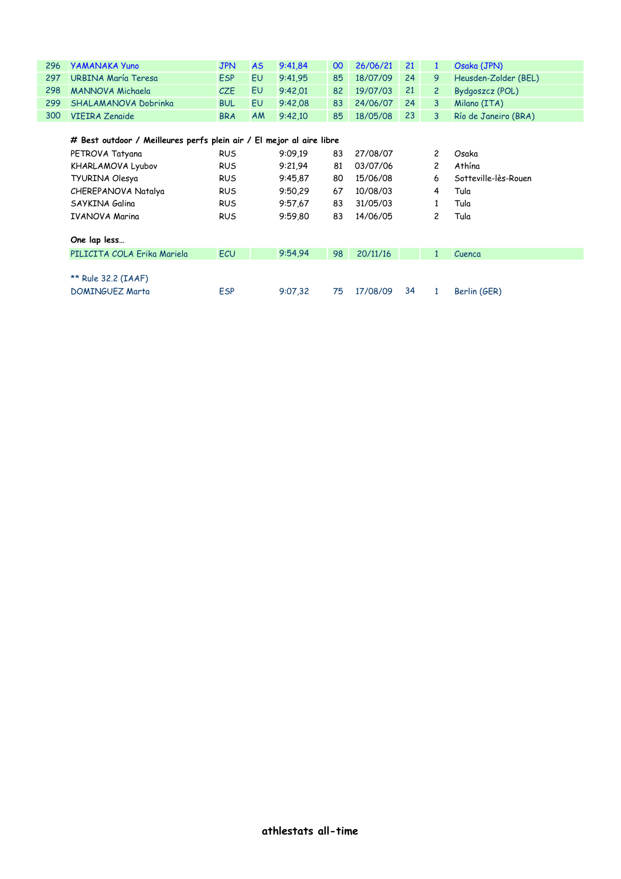| | | | | | | | | | |
|---|---|---|---|---|---|---|---|---|---|
| 296 | YAMANAKA Yuno | JPN | AS | 9:41,84 | 00 | 26/06/21 | 21 | 1 | Osaka (JPN) |
| 297 | URBINA María Teresa | ESP | EU | 9:41,95 | 85 | 18/07/09 | 24 | 9 | Heusden-Zolder (BEL) |
| 298 | MANNOVA Michaela | CZE | EU | 9:42,01 | 82 | 19/07/03 | 21 | 2 | Bydgoszcz (POL) |
| 299 | SHALAMANOVA Dobrinka | BUL | EU | 9:42,08 | 83 | 24/06/07 | 24 | 3 | Milano (ITA) |
| 300 | VIEIRA Zenaide | BRA | AM | 9:42,10 | 85 | 18/05/08 | 23 | 3 | Río de Janeiro (BRA) |

**# Best outdoor / Meilleures perfs plein air / El mejor al aire libre**

| | | | | | | | | |
|---|---|---|---|---|---|---|---|---|
| PETROVA Tatyana | RUS | | 9:09,19 | 83 | 27/08/07 | | 2 | Osaka |
| KHARLAMOVA Lyubov | RUS | | 9:21,94 | 81 | 03/07/06 | | 2 | Athína |
| TYURINA Olesya | RUS | | 9:45,87 | 80 | 15/06/08 | | 6 | Sotteville-lès-Rouen |
| CHEREPANOVA Natalya | RUS | | 9:50,29 | 67 | 10/08/03 | | 4 | Tula |
| SAYKINA Galina | RUS | | 9:57,67 | 83 | 31/05/03 | | 1 | Tula |
| IVANOVA Marina | RUS | | 9:59,80 | 83 | 14/06/05 | | 2 | Tula |

**One lap less…**

| | | | | | | | | |
|---|---|---|---|---|---|---|---|---|
| PILICITA COLA Erika Mariela | ECU | | 9:54,94 | 98 | 20/11/16 | | 1 | Cuenca |

** Rule 32.2 (IAAF)

| | | | | | | | | |
|---|---|---|---|---|---|---|---|---|
| DOMINGUEZ Marta | ESP | | 9:07,32 | 75 | 17/08/09 | 34 | 1 | Berlin (GER) |